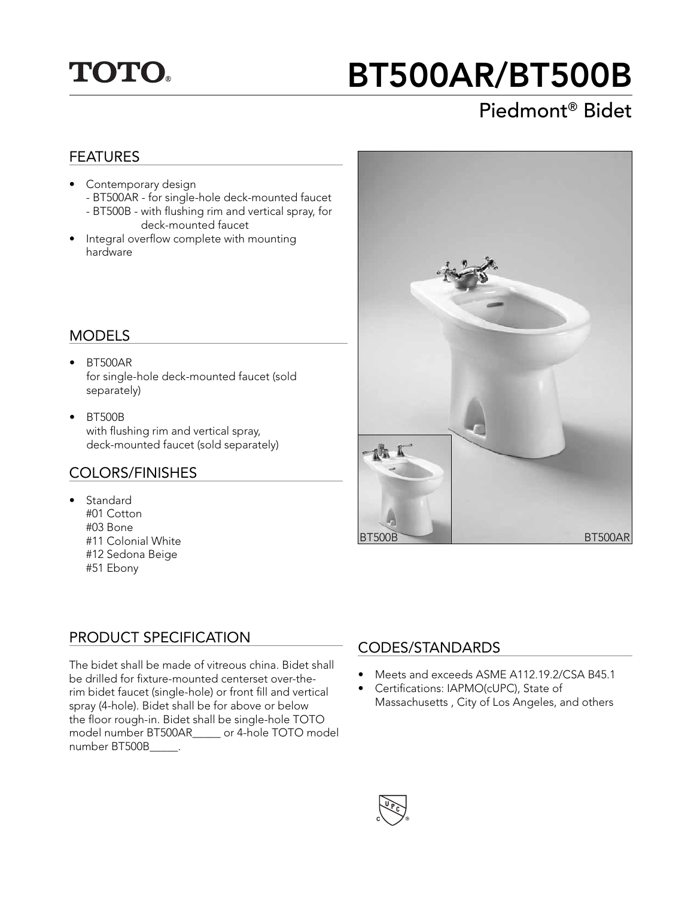# TOTO®

# BT500AR/BT500B

## Piedmont® Bidet

### FEATURES

- Contemporary design
  - BT500AR - for single-hole deck-mounted faucet
  - BT500B - with flushing rim and vertical spray, for deck-mounted faucet
- Integral overflow complete with mounting hardware

### MODELS

- BT500AR
  for single-hole deck-mounted faucet (sold separately)
- BT500B
  with flushing rim and vertical spray, deck-mounted faucet (sold separately)

### COLORS/FINISHES

- Standard
  #01 Cotton
  #03 Bone
  #11 Colonial White
  #12 Sedona Beige
  #51 Ebony

BT500B BT500AR

### PRODUCT SPECIFICATION

The bidet shall be made of vitreous china. Bidet shall be drilled for fixture-mounted centerset over-the-rim bidet faucet (single-hole) or front fill and vertical spray (4-hole). Bidet shall be for above or below the floor rough-in. Bidet shall be single-hole TOTO model number BT500AR_____ or 4-hole TOTO model number BT500B_____.

### CODES/STANDARDS

- Meets and exceeds ASME A112.19.2/CSA B45.1
- Certifications: IAPMO(cUPC), State of Massachusetts , City of Los Angeles, and others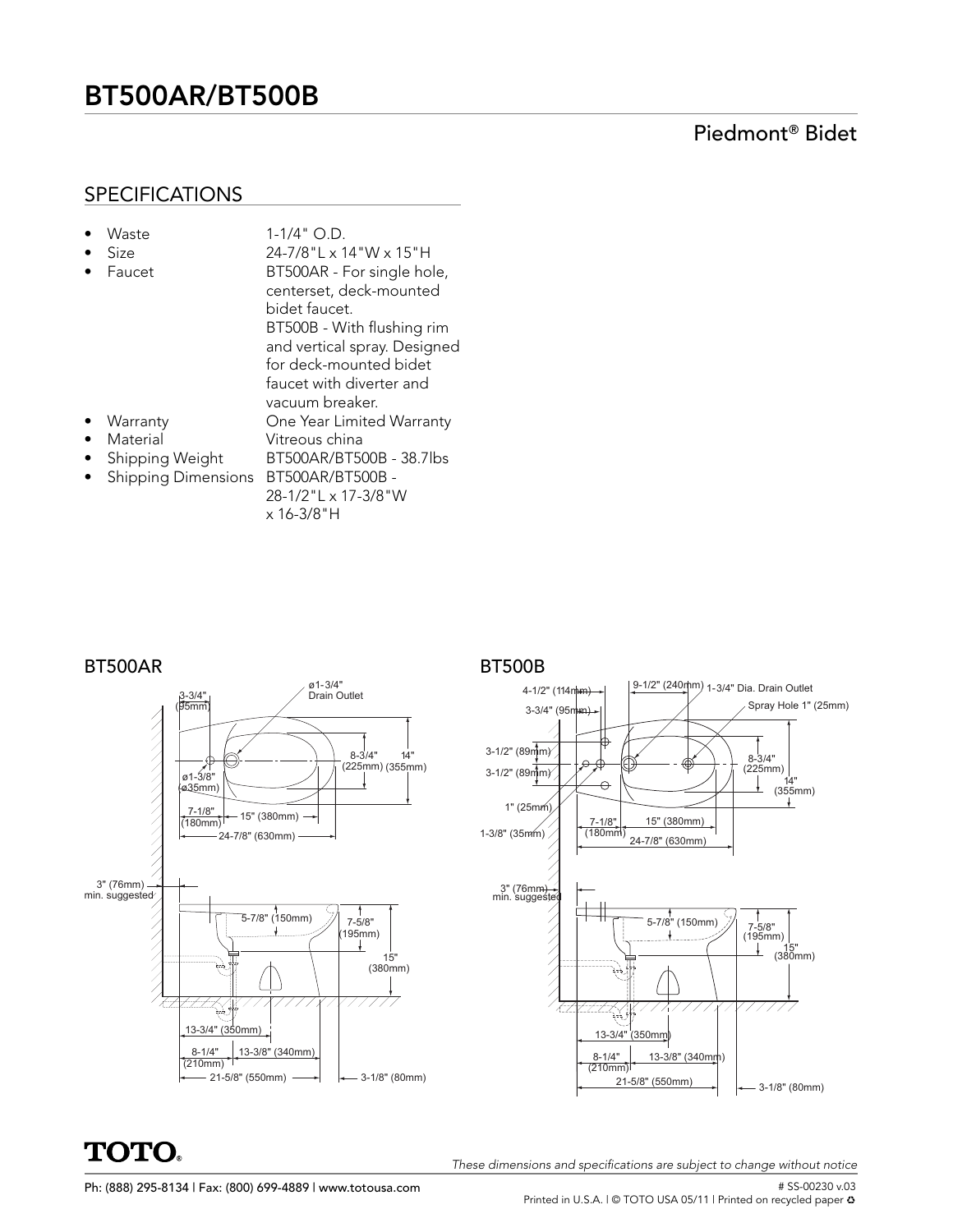# BT500AR/BT500B

## Piedmont® Bidet

## SPECIFICATIONS

- Waste — 1-1/4" O.D.
- Size — 24-7/8"L x 14"W x 15"H
- Faucet — BT500AR - For single hole, centerset, deck-mounted bidet faucet.
  BT500B - With flushing rim and vertical spray. Designed for deck-mounted bidet faucet with diverter and vacuum breaker.
- Warranty — One Year Limited Warranty
- Material — Vitreous china
- Shipping Weight — BT500AR/BT500B - 38.7lbs
- Shipping Dimensions — BT500AR/BT500B - 28-1/2"L x 17-3/8"W x 16-3/8"H

### BT500AR

3-3/4" (95mm)
ø1-3/4" Drain Outlet
8-3/4" (225mm)
14" (355mm)
ø1-3/8" (ø35mm)
7-1/8" (180mm)
15" (380mm)
24-7/8" (630mm)
3" (76mm) min. suggested
5-7/8" (150mm)
7-5/8" (195mm)
15" (380mm)
13-3/4" (350mm)
8-1/4" (210mm)
13-3/8" (340mm)
21-5/8" (550mm)
3-1/8" (80mm)

### BT500B

4-1/2" (114mm)
9-1/2" (240mm)
1-3/4" Dia. Drain Outlet
Spray Hole 1" (25mm)
3-3/4" (95mm)
3-1/2" (89mm)
3-1/2" (89mm)
8-3/4" (225mm)
14" (355mm)
1" (25mm)
7-1/8" (180mm)
15" (380mm)
1-3/8" (35mm)
24-7/8" (630mm)
3" (76mm) min. suggested
5-7/8" (150mm)
7-5/8" (195mm)
15" (380mm)
13-3/4" (350mm)
8-1/4" (210mm)
13-3/8" (340mm)
21-5/8" (550mm)
3-1/8" (80mm)

TOTO®

*These dimensions and specifications are subject to change without notice*

Ph: (888) 295-8134 | Fax: (800) 699-4889 | www.totousa.com

# SS-00230 v.03
Printed in U.S.A. | © TOTO USA 05/11 | Printed on recycled paper ♻